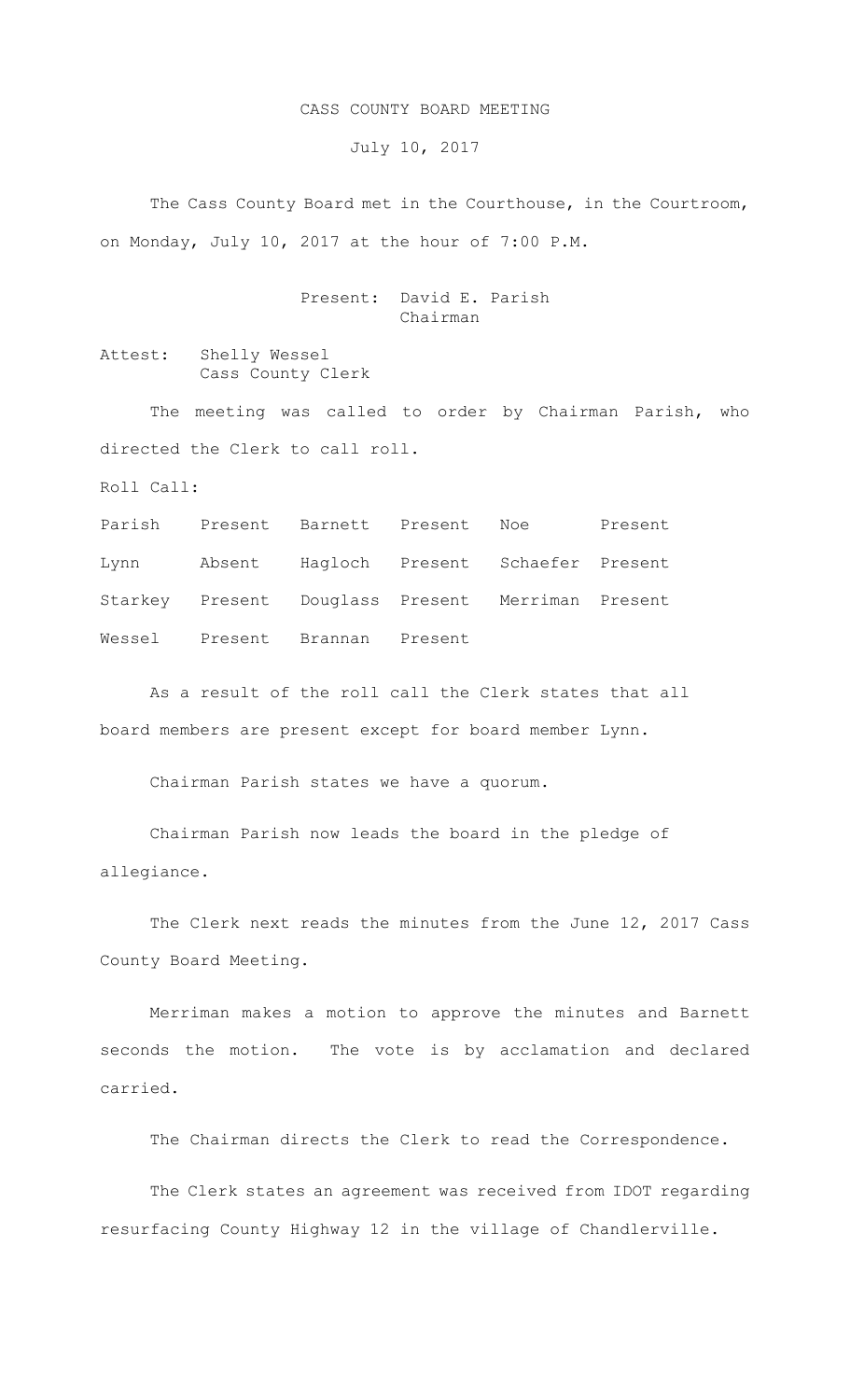# CASS COUNTY BOARD MEETING

July 10, 2017

The Cass County Board met in the Courthouse, in the Courtroom, on Monday, July 10, 2017 at the hour of 7:00 P.M.

Present: David E. Parish
Chairman

Attest: Shelly Wessel
Cass County Clerk

The meeting was called to order by Chairman Parish, who directed the Clerk to call roll.

Roll Call:

| | | | | | |
|---|---|---|---|---|---|
| Parish | Present | Barnett | Present | Noe | Present |
| Lynn | Absent | Hagloch | Present | Schaefer | Present |
| Starkey | Present | Douglass | Present | Merriman | Present |
| Wessel | Present | Brannan | Present | | |

As a result of the roll call the Clerk states that all board members are present except for board member Lynn.

Chairman Parish states we have a quorum.

Chairman Parish now leads the board in the pledge of allegiance.

The Clerk next reads the minutes from the June 12, 2017 Cass County Board Meeting.

Merriman makes a motion to approve the minutes and Barnett seconds the motion. The vote is by acclamation and declared carried.

The Chairman directs the Clerk to read the Correspondence.

The Clerk states an agreement was received from IDOT regarding resurfacing County Highway 12 in the village of Chandlerville.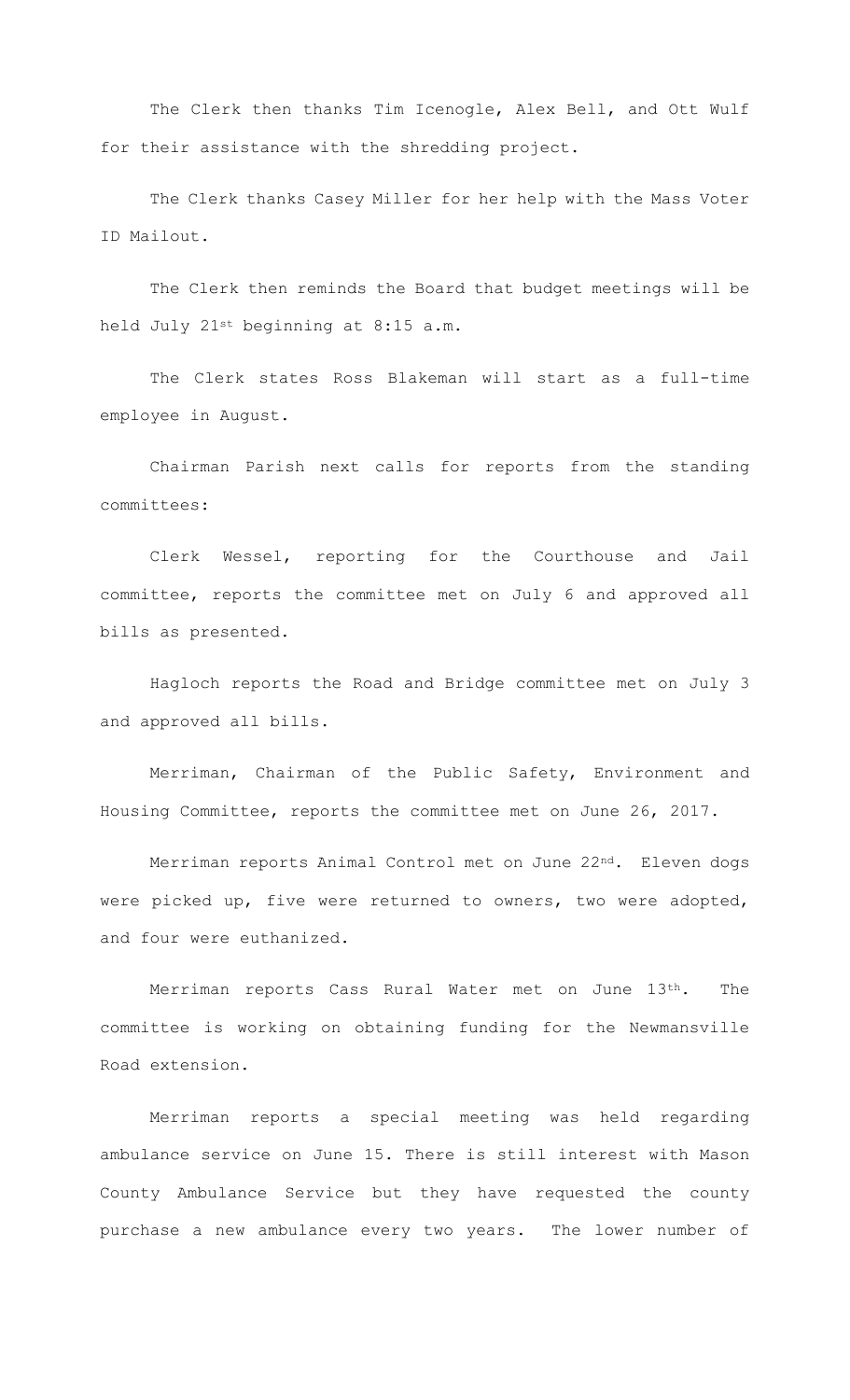The Clerk then thanks Tim Icenogle, Alex Bell, and Ott Wulf for their assistance with the shredding project.

The Clerk thanks Casey Miller for her help with the Mass Voter ID Mailout.

The Clerk then reminds the Board that budget meetings will be held July 21st beginning at 8:15 a.m.

The Clerk states Ross Blakeman will start as a full-time employee in August.

Chairman Parish next calls for reports from the standing committees:

Clerk Wessel, reporting for the Courthouse and Jail committee, reports the committee met on July 6 and approved all bills as presented.

Hagloch reports the Road and Bridge committee met on July 3 and approved all bills.

Merriman, Chairman of the Public Safety, Environment and Housing Committee, reports the committee met on June 26, 2017.

Merriman reports Animal Control met on June 22nd. Eleven dogs were picked up, five were returned to owners, two were adopted, and four were euthanized.

Merriman reports Cass Rural Water met on June 13th. The committee is working on obtaining funding for the Newmansville Road extension.

Merriman reports a special meeting was held regarding ambulance service on June 15. There is still interest with Mason County Ambulance Service but they have requested the county purchase a new ambulance every two years. The lower number of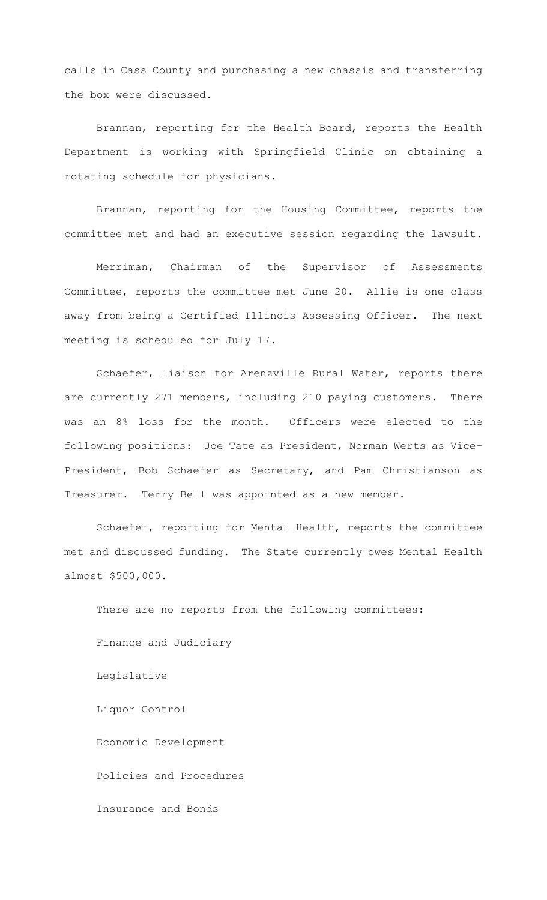calls in Cass County and purchasing a new chassis and transferring the box were discussed.

Brannan, reporting for the Health Board, reports the Health Department is working with Springfield Clinic on obtaining a rotating schedule for physicians.

Brannan, reporting for the Housing Committee, reports the committee met and had an executive session regarding the lawsuit.

Merriman, Chairman of the Supervisor of Assessments Committee, reports the committee met June 20. Allie is one class away from being a Certified Illinois Assessing Officer. The next meeting is scheduled for July 17.

Schaefer, liaison for Arenzville Rural Water, reports there are currently 271 members, including 210 paying customers. There was an 8% loss for the month. Officers were elected to the following positions: Joe Tate as President, Norman Werts as Vice-President, Bob Schaefer as Secretary, and Pam Christianson as Treasurer. Terry Bell was appointed as a new member.

Schaefer, reporting for Mental Health, reports the committee met and discussed funding. The State currently owes Mental Health almost $500,000.

There are no reports from the following committees:

Finance and Judiciary

Legislative

Liquor Control

Economic Development

Policies and Procedures

Insurance and Bonds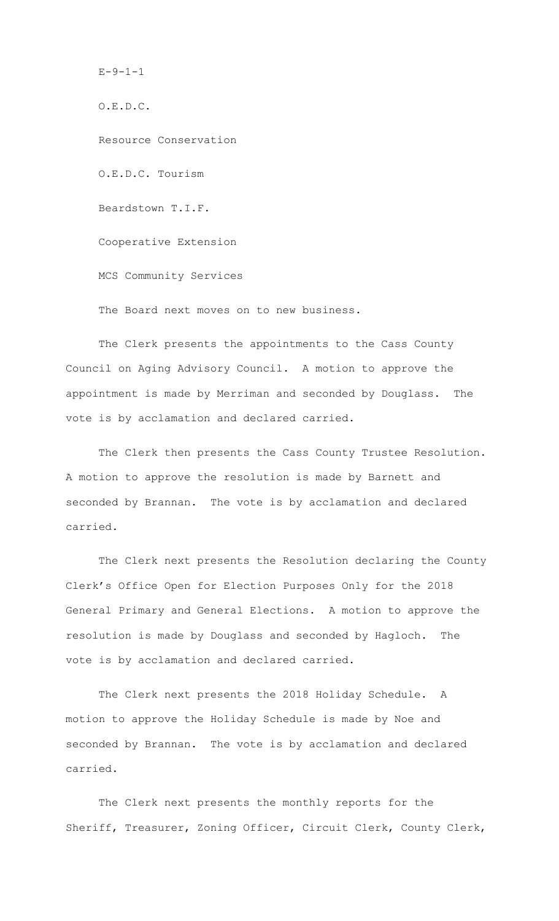E-9-1-1

O.E.D.C.

Resource Conservation

O.E.D.C. Tourism

Beardstown T.I.F.

Cooperative Extension

MCS Community Services

The Board next moves on to new business.

The Clerk presents the appointments to the Cass County Council on Aging Advisory Council. A motion to approve the appointment is made by Merriman and seconded by Douglass. The vote is by acclamation and declared carried.

The Clerk then presents the Cass County Trustee Resolution. A motion to approve the resolution is made by Barnett and seconded by Brannan. The vote is by acclamation and declared carried.

The Clerk next presents the Resolution declaring the County Clerk's Office Open for Election Purposes Only for the 2018 General Primary and General Elections. A motion to approve the resolution is made by Douglass and seconded by Hagloch. The vote is by acclamation and declared carried.

The Clerk next presents the 2018 Holiday Schedule. A motion to approve the Holiday Schedule is made by Noe and seconded by Brannan. The vote is by acclamation and declared carried.

The Clerk next presents the monthly reports for the Sheriff, Treasurer, Zoning Officer, Circuit Clerk, County Clerk,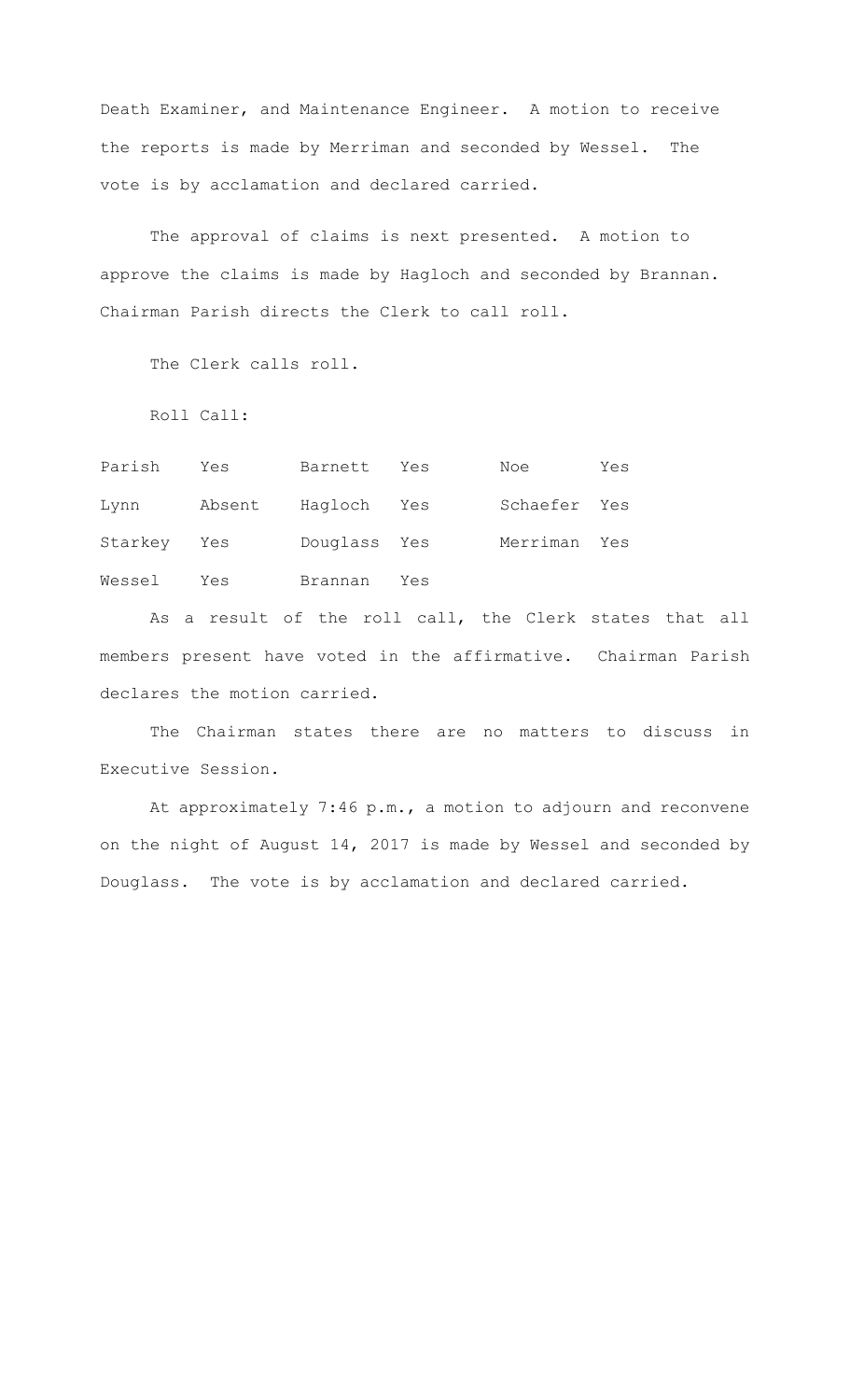Death Examiner, and Maintenance Engineer. A motion to receive the reports is made by Merriman and seconded by Wessel. The vote is by acclamation and declared carried.

The approval of claims is next presented. A motion to approve the claims is made by Hagloch and seconded by Brannan. Chairman Parish directs the Clerk to call roll.

The Clerk calls roll.

Roll Call:

| | | | | | |
|---|---|---|---|---|---|
| Parish | Yes | Barnett | Yes | Noe | Yes |
| Lynn | Absent | Hagloch | Yes | Schaefer | Yes |
| Starkey | Yes | Douglass | Yes | Merriman | Yes |
| Wessel | Yes | Brannan | Yes | | |

As a result of the roll call, the Clerk states that all members present have voted in the affirmative. Chairman Parish declares the motion carried.

The Chairman states there are no matters to discuss in Executive Session.

At approximately 7:46 p.m., a motion to adjourn and reconvene on the night of August 14, 2017 is made by Wessel and seconded by Douglass. The vote is by acclamation and declared carried.